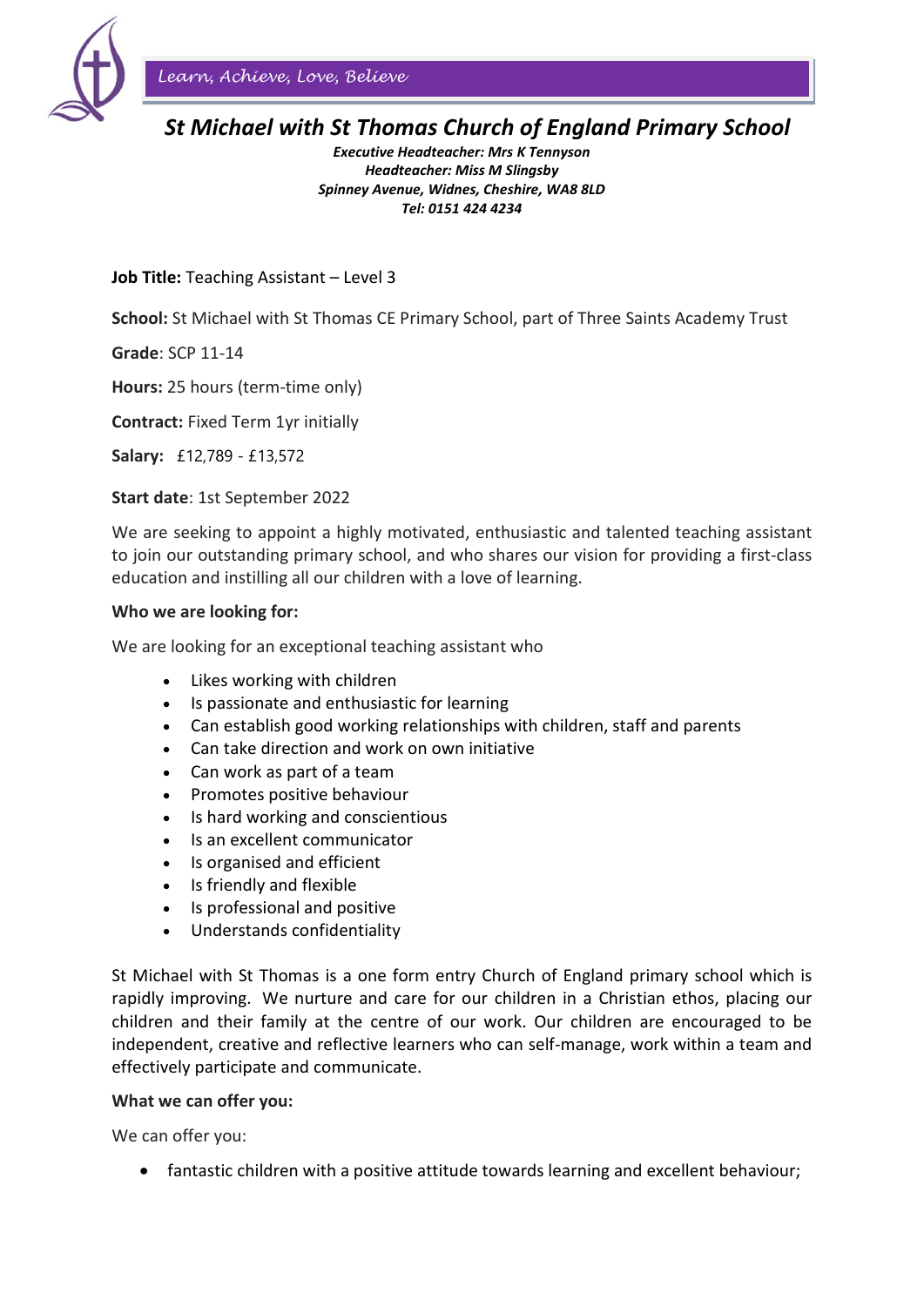*Learn, Achieve, Love, Believe*

# *St Michael with St Thomas Church of England Primary School*

***Executive Headteacher: Mrs K Tennyson***
***Headteacher: Miss M Slingsby***
***Spinney Avenue, Widnes, Cheshire, WA8 8LD***
***Tel: 0151 424 4234***

**Job Title:** Teaching Assistant – Level 3

**School:** St Michael with St Thomas CE Primary School, part of Three Saints Academy Trust

**Grade**: SCP 11-14

**Hours:** 25 hours (term-time only)

**Contract:** Fixed Term 1yr initially

**Salary:** £12,789 - £13,572

**Start date**: 1st September 2022

We are seeking to appoint a highly motivated, enthusiastic and talented teaching assistant to join our outstanding primary school, and who shares our vision for providing a first-class education and instilling all our children with a love of learning.

**Who we are looking for:**

We are looking for an exceptional teaching assistant who

- Likes working with children
- Is passionate and enthusiastic for learning
- Can establish good working relationships with children, staff and parents
- Can take direction and work on own initiative
- Can work as part of a team
- Promotes positive behaviour
- Is hard working and conscientious
- Is an excellent communicator
- Is organised and efficient
- Is friendly and flexible
- Is professional and positive
- Understands confidentiality

St Michael with St Thomas is a one form entry Church of England primary school which is rapidly improving. We nurture and care for our children in a Christian ethos, placing our children and their family at the centre of our work. Our children are encouraged to be independent, creative and reflective learners who can self-manage, work within a team and effectively participate and communicate.

**What we can offer you:**

We can offer you:

- fantastic children with a positive attitude towards learning and excellent behaviour;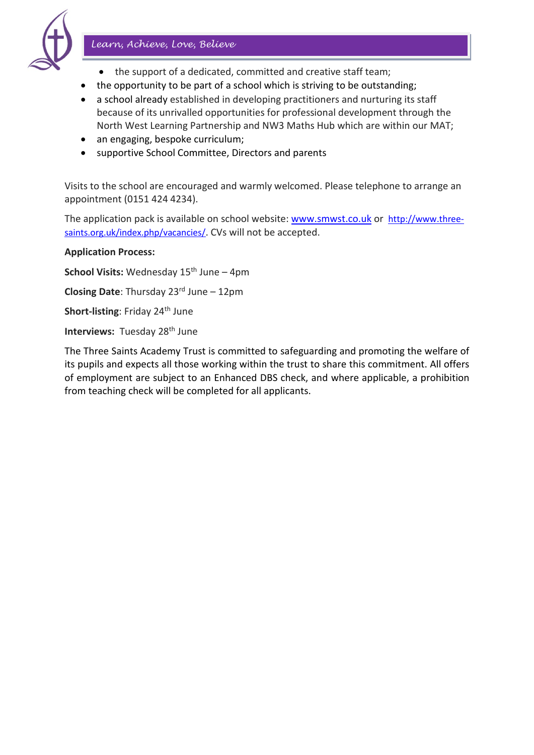- the support of a dedicated, committed and creative staff team;
- the opportunity to be part of a school which is striving to be outstanding;
- a school already established in developing practitioners and nurturing its staff because of its unrivalled opportunities for professional development through the North West Learning Partnership and NW3 Maths Hub which are within our MAT;
- an engaging, bespoke curriculum;
- supportive School Committee, Directors and parents

Visits to the school are encouraged and warmly welcomed. Please telephone to arrange an appointment (0151 424 4234).

The application pack is available on school website: www.smwst.co.uk or http://www.three-saints.org.uk/index.php/vacancies/. CVs will not be accepted.

**Application Process:**

**School Visits:** Wednesday 15th June – 4pm

**Closing Date**: Thursday 23rd June – 12pm

**Short-listing**: Friday 24th June

**Interviews:** Tuesday 28th June

The Three Saints Academy Trust is committed to safeguarding and promoting the welfare of its pupils and expects all those working within the trust to share this commitment. All offers of employment are subject to an Enhanced DBS check, and where applicable, a prohibition from teaching check will be completed for all applicants.